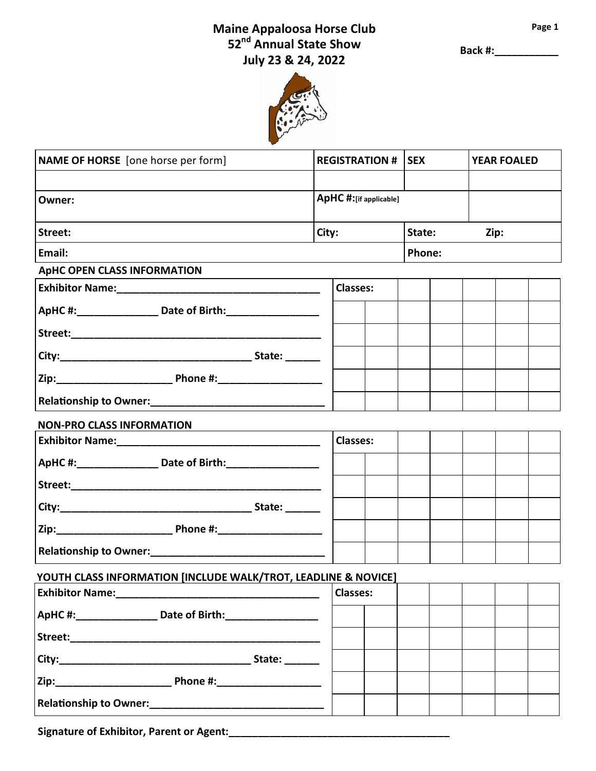# Maine Appaloosa Horse Club
## 52nd Annual State Show
## July 23 & 24, 2022

Back #:___________

| NAME OF HORSE [one horse per form] | REGISTRATION # | SEX | YEAR FOALED |
|---|---|---|---|
| | | | |
| Owner: | ApHC #:[if applicable] | | |
| Street: | City: | State: Zip: | |
| Email: | | Phone: | |

**ApHC OPEN CLASS INFORMATION**

Exhibitor Name:_____________________________________

ApHC #:______________ Date of Birth:________________

Street:_____________________________________________

City:__________________________________ State: ______

Zip:____________________ Phone #:__________________

Relationship to Owner:_______________________________

| Classes: | | | | | | |
|---|---|---|---|---|---|---|
| | | | | | | |
| | | | | | | |
| | | | | | | |
| | | | | | | |
| | | | | | | |

**NON-PRO CLASS INFORMATION**

Exhibitor Name:_____________________________________

ApHC #:______________ Date of Birth:________________

Street:_____________________________________________

City:__________________________________ State: ______

Zip:____________________ Phone #:__________________

Relationship to Owner:_______________________________

| Classes: | | | | | | |
|---|---|---|---|---|---|---|
| | | | | | | |
| | | | | | | |
| | | | | | | |
| | | | | | | |
| | | | | | | |

**YOUTH CLASS INFORMATION [INCLUDE WALK/TROT, LEADLINE & NOVICE]**

Exhibitor Name:_____________________________________

ApHC #:______________ Date of Birth:________________

Street:_____________________________________________

City:__________________________________ State: ______

Zip:____________________ Phone #:__________________

Relationship to Owner:_______________________________

| Classes: | | | | | | |
|---|---|---|---|---|---|---|
| | | | | | | |
| | | | | | | |
| | | | | | | |
| | | | | | | |
| | | | | | | |

**Signature of Exhibitor, Parent or Agent:**_______________________________________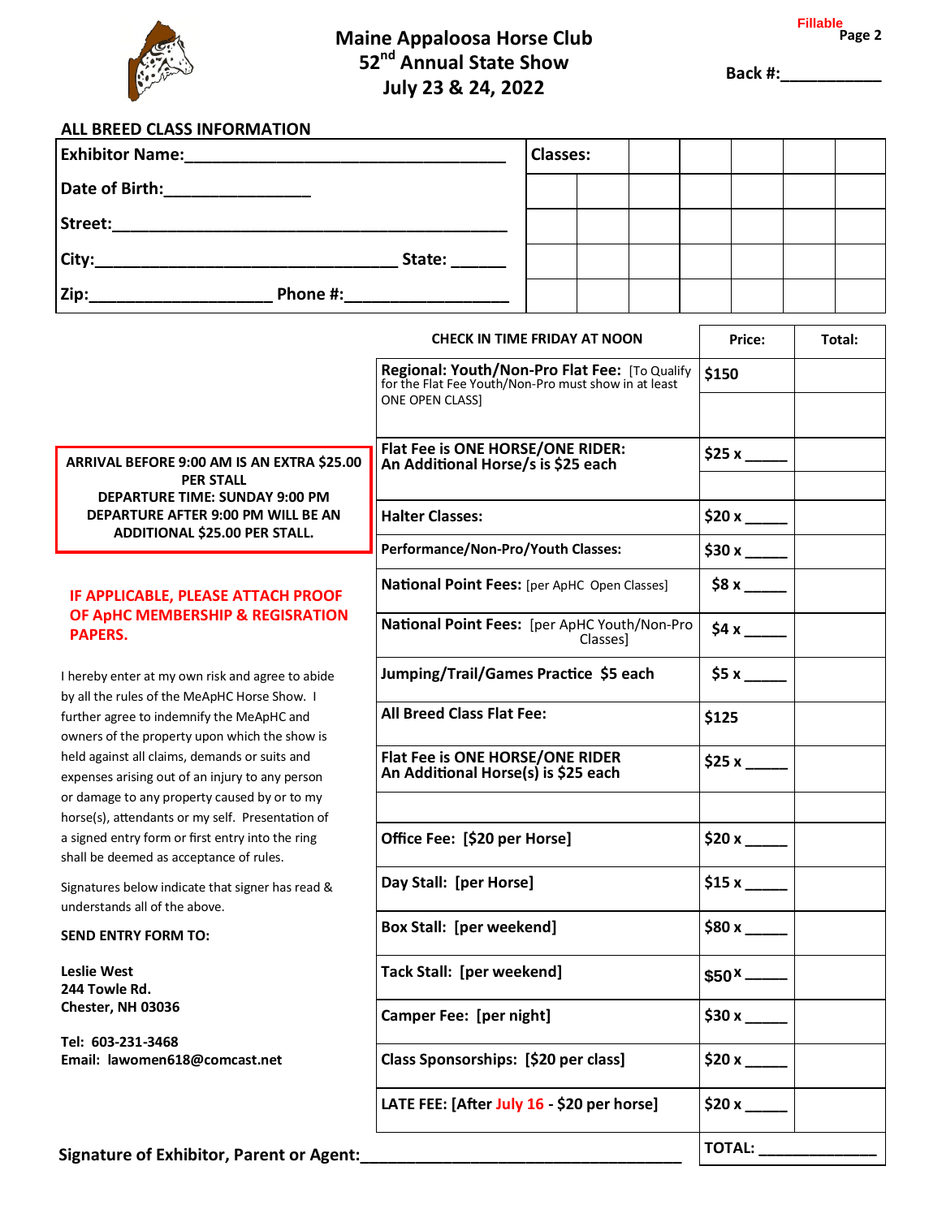Fillable

# Maine Appaloosa Horse Club
## 52nd Annual State Show
## July 23 & 24, 2022

Back #:___________

**ALL BREED CLASS INFORMATION**

| | |
|---|---|
| Exhibitor Name:______________________________ | Classes: |
| Date of Birth:________________ | |
| Street:________________________________________ | |
| City:_________________________ State: ______ | |
| Zip:__________________ Phone #:________________ | |

**ARRIVAL BEFORE 9:00 AM IS AN EXTRA $25.00 PER STALL**
**DEPARTURE TIME: SUNDAY 9:00 PM**
**DEPARTURE AFTER 9:00 PM WILL BE AN ADDITIONAL $25.00 PER STALL.**

**IF APPLICABLE, PLEASE ATTACH PROOF OF ApHC MEMBERSHIP & REGISRATION PAPERS.**

I hereby enter at my own risk and agree to abide by all the rules of the MeApHC Horse Show. I further agree to indemnify the MeApHC and owners of the property upon which the show is held against all claims, demands or suits and expenses arising out of an injury to any person or damage to any property caused by or to my horse(s), attendants or my self. Presentation of a signed entry form or first entry into the ring shall be deemed as acceptance of rules.

Signatures below indicate that signer has read & understands all of the above.

**SEND ENTRY FORM TO:**

**Leslie West**
**244 Towle Rd.**
**Chester, NH 03036**

**Tel: 603-231-3468**
**Email: lawomen618@comcast.net**

| CHECK IN TIME FRIDAY AT NOON | Price: | Total: |
|---|---|---|
| **Regional: Youth/Non-Pro Flat Fee:** [To Qualify for the Flat Fee Youth/Non-Pro must show in at least ONE OPEN CLASS] | $150 | |
| **Flat Fee is ONE HORSE/ONE RIDER: An Additional Horse/s is $25 each** | $25 x _____ | |
| **Halter Classes:** | $20 x _____ | |
| **Performance/Non-Pro/Youth Classes:** | $30 x _____ | |
| **National Point Fees:** [per ApHC Open Classes] | $8 x _____ | |
| **National Point Fees:** [per ApHC Youth/Non-Pro Classes] | $4 x _____ | |
| **Jumping/Trail/Games Practice $5 each** | $5 x _____ | |
| **All Breed Class Flat Fee:** | $125 | |
| **Flat Fee is ONE HORSE/ONE RIDER An Additional Horse(s) is $25 each** | $25 x _____ | |
| **Office Fee: [$20 per Horse]** | $20 x _____ | |
| **Day Stall: [per Horse]** | $15 x _____ | |
| **Box Stall: [per weekend]** | $80 x _____ | |
| **Tack Stall: [per weekend]** | $50 x _____ | |
| **Camper Fee: [per night]** | $30 x _____ | |
| **Class Sponsorships: [$20 per class]** | $20 x _____ | |
| **LATE FEE: [After July 16 - $20 per horse]** | $20 x _____ | |
| | TOTAL: ____________ | |

**Signature of Exhibitor, Parent or Agent:**________________________________